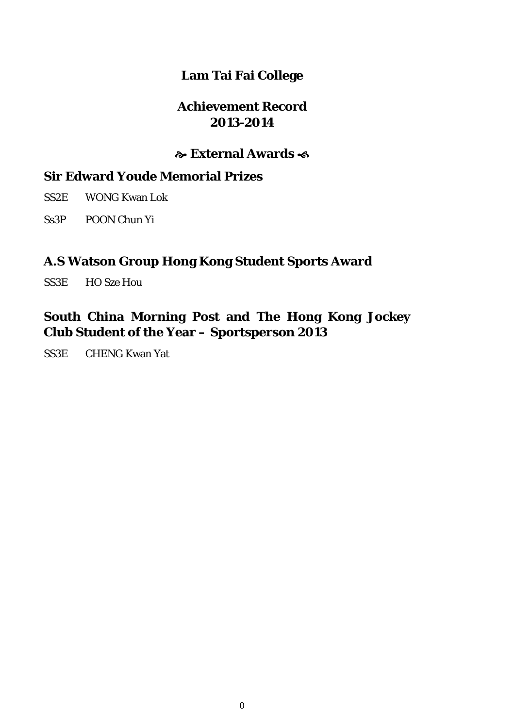# Lam Tai Fai College

## Achievement Record
## 2013-2014

### ☙ External Awards ❧

### Sir Edward Youde Memorial Prizes

SS2E WONG Kwan Lok

Ss3P POON Chun Yi

### A.S Watson Group Hong Kong Student Sports Award

SS3E HO Sze Hou

### South China Morning Post and The Hong Kong Jockey Club Student of the Year – Sportsperson 2013

SS3E CHENG Kwan Yat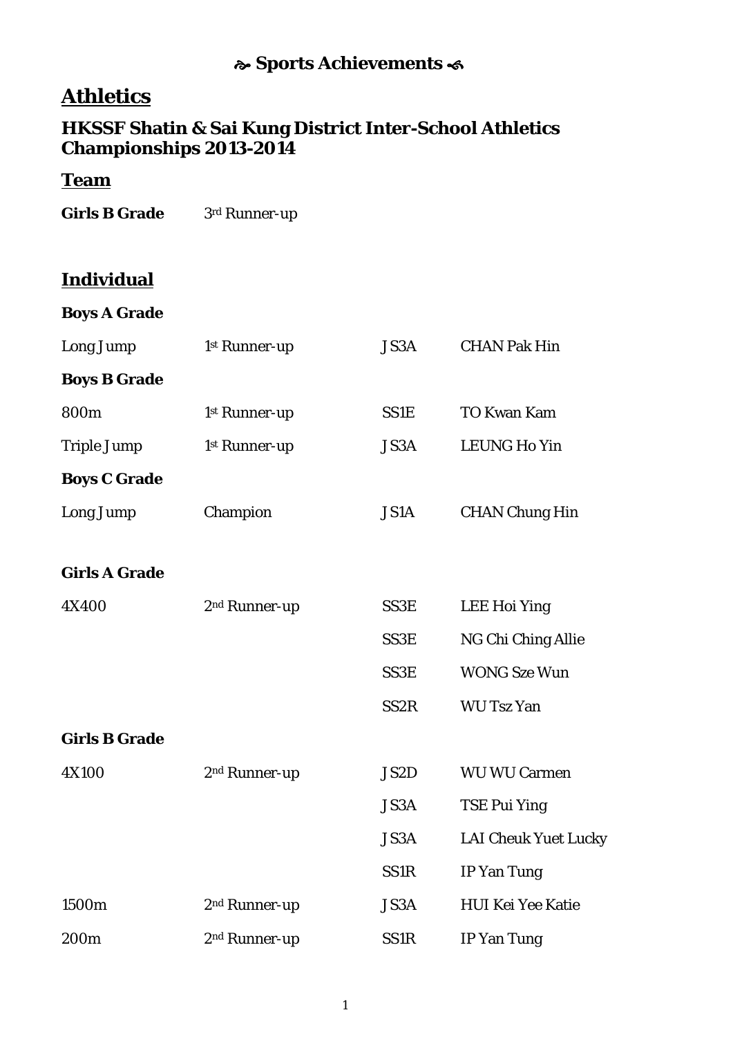# ☙ Sports Achievements ❧

## Athletics

### HKSSF Shatin & Sai Kung District Inter-School Athletics Championships 2013-2014

#### Team

**Girls B Grade** 3rd Runner-up

#### Individual

| | | | |
|---|---|---|---|
| **Boys A Grade** | | | |
| Long Jump | 1st Runner-up | JS3A | CHAN Pak Hin |
| **Boys B Grade** | | | |
| 800m | 1st Runner-up | SS1E | TO Kwan Kam |
| Triple Jump | 1st Runner-up | JS3A | LEUNG Ho Yin |
| **Boys C Grade** | | | |
| Long Jump | Champion | JS1A | CHAN Chung Hin |
| **Girls A Grade** | | | |
| 4X400 | 2nd Runner-up | SS3E | LEE Hoi Ying |
| | | SS3E | NG Chi Ching Allie |
| | | SS3E | WONG Sze Wun |
| | | SS2R | WU Tsz Yan |
| **Girls B Grade** | | | |
| 4X100 | 2nd Runner-up | JS2D | WU WU Carmen |
| | | JS3A | TSE Pui Ying |
| | | JS3A | LAI Cheuk Yuet Lucky |
| | | SS1R | IP Yan Tung |
| 1500m | 2nd Runner-up | JS3A | HUI Kei Yee Katie |
| 200m | 2nd Runner-up | SS1R | IP Yan Tung |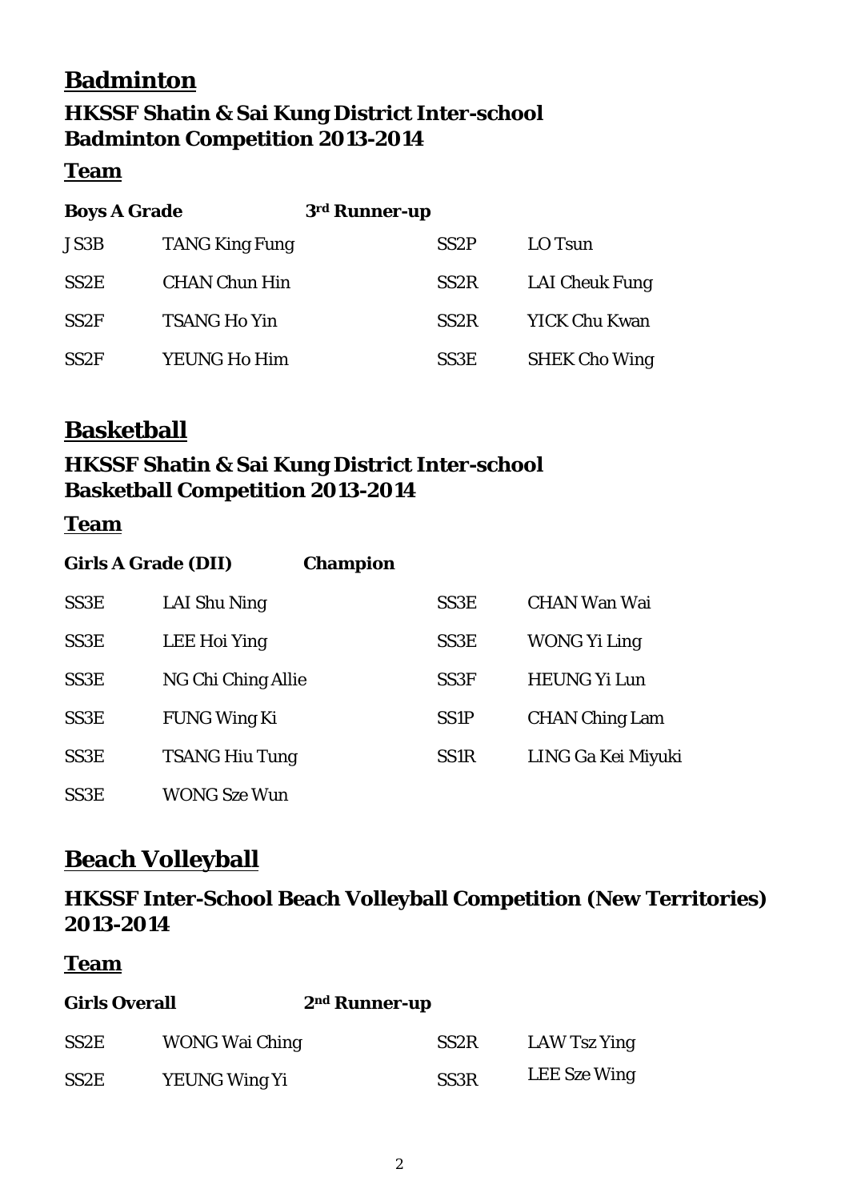# Badminton

## HKSSF Shatin & Sai Kung District Inter-school Badminton Competition 2013-2014

### Team

**Boys A Grade** **3rd Runner-up**

| | | | |
|---|---|---|---|
| JS3B | TANG King Fung | SS2P | LO Tsun |
| SS2E | CHAN Chun Hin | SS2R | LAI Cheuk Fung |
| SS2F | TSANG Ho Yin | SS2R | YICK Chu Kwan |
| SS2F | YEUNG Ho Him | SS3E | SHEK Cho Wing |

# Basketball

## HKSSF Shatin & Sai Kung District Inter-school Basketball Competition 2013-2014

### Team

**Girls A Grade (DII)** **Champion**

| | | | |
|---|---|---|---|
| SS3E | LAI Shu Ning | SS3E | CHAN Wan Wai |
| SS3E | LEE Hoi Ying | SS3E | WONG Yi Ling |
| SS3E | NG Chi Ching Allie | SS3F | HEUNG Yi Lun |
| SS3E | FUNG Wing Ki | SS1P | CHAN Ching Lam |
| SS3E | TSANG Hiu Tung | SS1R | LING Ga Kei Miyuki |
| SS3E | WONG Sze Wun | | |

# Beach Volleyball

## HKSSF Inter-School Beach Volleyball Competition (New Territories) 2013-2014

### Team

**Girls Overall** **2nd Runner-up**

| | | | |
|---|---|---|---|
| SS2E | WONG Wai Ching | SS2R | LAW Tsz Ying |
| SS2E | YEUNG Wing Yi | SS3R | LEE Sze Wing |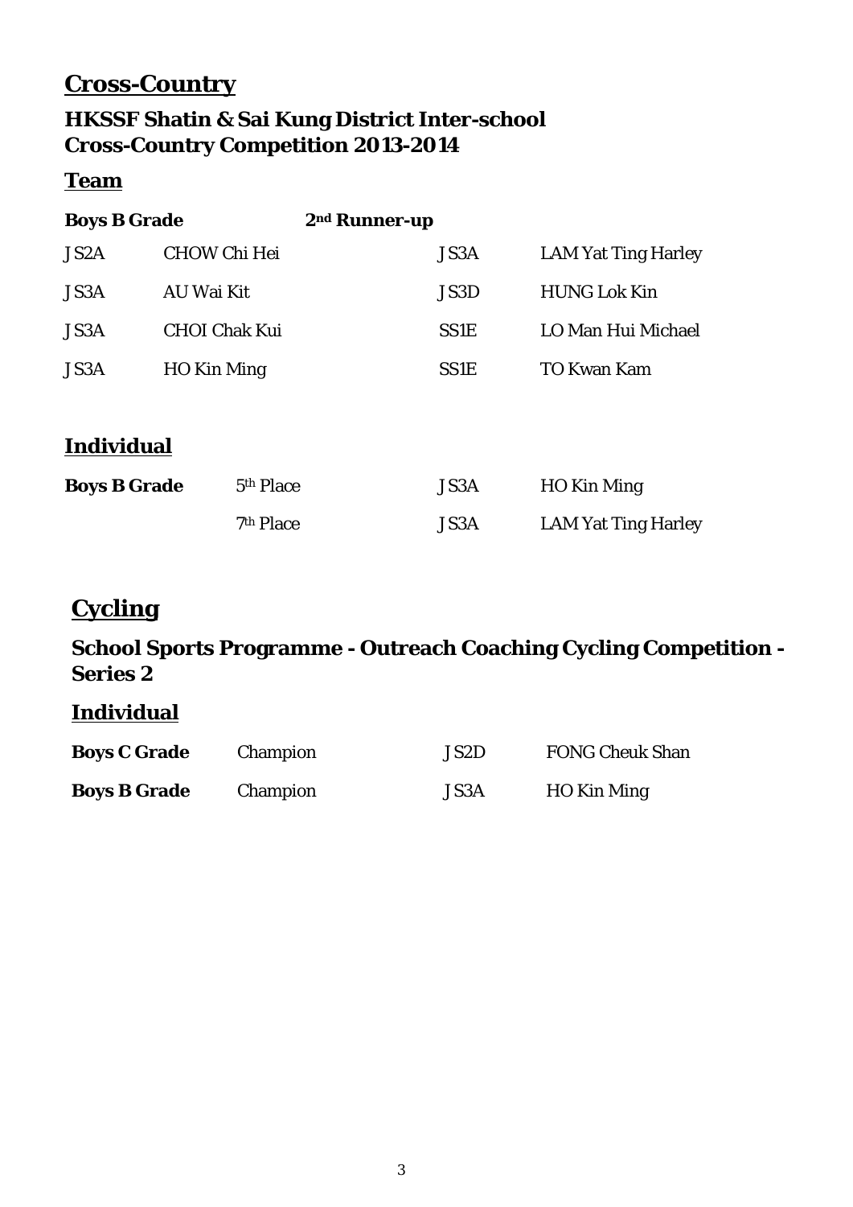## Cross-Country

### HKSSF Shatin & Sai Kung District Inter-school Cross-Country Competition 2013-2014

#### Team

**Boys B Grade** **2nd Runner-up**

| | | | |
|---|---|---|---|
| JS2A | CHOW Chi Hei | JS3A | LAM Yat Ting Harley |
| JS3A | AU Wai Kit | JS3D | HUNG Lok Kin |
| JS3A | CHOI Chak Kui | SS1E | LO Man Hui Michael |
| JS3A | HO Kin Ming | SS1E | TO Kwan Kam |

#### Individual

| | | | |
|---|---|---|---|
| **Boys B Grade** | 5th Place | JS3A | HO Kin Ming |
| | 7th Place | JS3A | LAM Yat Ting Harley |

## Cycling

### School Sports Programme - Outreach Coaching Cycling Competition - Series 2

#### Individual

| | | | |
|---|---|---|---|
| **Boys C Grade** | Champion | JS2D | FONG Cheuk Shan |
| **Boys B Grade** | Champion | JS3A | HO Kin Ming |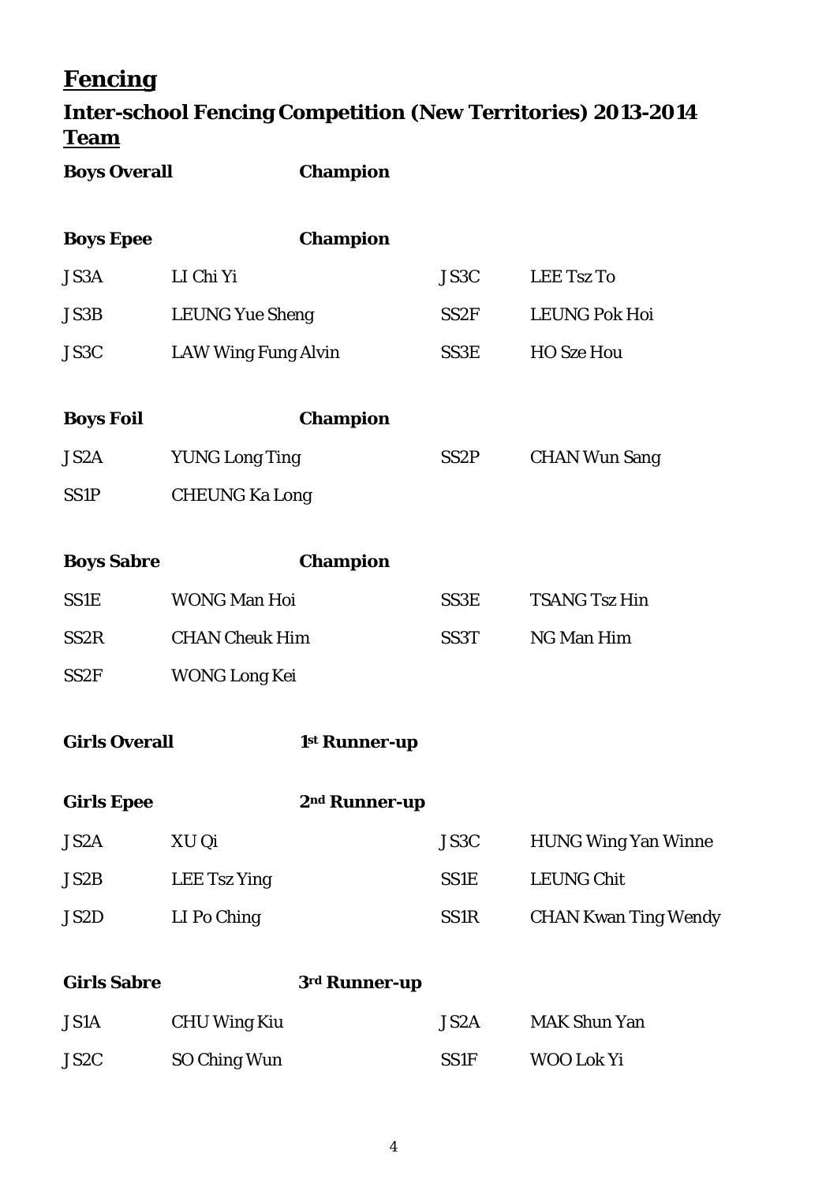# Fencing

## Inter-school Fencing Competition (New Territories) 2013-2014

### Team

**Boys Overall** **Champion**

**Boys Epee** **Champion**

| | | | |
|---|---|---|---|
| JS3A | LI Chi Yi | JS3C | LEE Tsz To |
| JS3B | LEUNG Yue Sheng | SS2F | LEUNG Pok Hoi |
| JS3C | LAW Wing Fung Alvin | SS3E | HO Sze Hou |

**Boys Foil** **Champion**

| | | | |
|---|---|---|---|
| JS2A | YUNG Long Ting | SS2P | CHAN Wun Sang |
| SS1P | CHEUNG Ka Long | | |

**Boys Sabre** **Champion**

| | | | |
|---|---|---|---|
| SS1E | WONG Man Hoi | SS3E | TSANG Tsz Hin |
| SS2R | CHAN Cheuk Him | SS3T | NG Man Him |
| SS2F | WONG Long Kei | | |

**Girls Overall** **1st Runner-up**

**Girls Epee** **2nd Runner-up**

| | | | |
|---|---|---|---|
| JS2A | XU Qi | JS3C | HUNG Wing Yan Winne |
| JS2B | LEE Tsz Ying | SS1E | LEUNG Chit |
| JS2D | LI Po Ching | SS1R | CHAN Kwan Ting Wendy |

**Girls Sabre** **3rd Runner-up**

| | | | |
|---|---|---|---|
| JS1A | CHU Wing Kiu | JS2A | MAK Shun Yan |
| JS2C | SO Ching Wun | SS1F | WOO Lok Yi |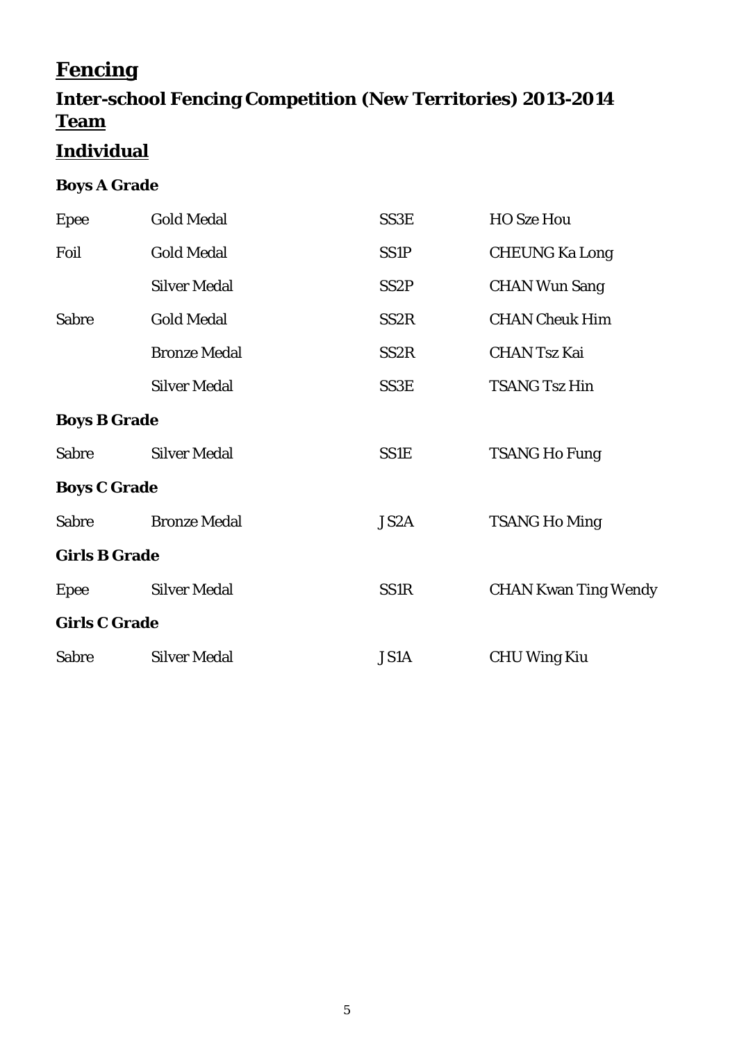# Fencing

## Inter-school Fencing Competition (New Territories) 2013-2014

## Team

## Individual

**Boys A Grade**

| | | | |
|---|---|---|---|
| Epee | Gold Medal | SS3E | HO Sze Hou |
| Foil | Gold Medal | SS1P | CHEUNG Ka Long |
| | Silver Medal | SS2P | CHAN Wun Sang |
| Sabre | Gold Medal | SS2R | CHAN Cheuk Him |
| | Bronze Medal | SS2R | CHAN Tsz Kai |
| | Silver Medal | SS3E | TSANG Tsz Hin |

**Boys B Grade**

| | | | |
|---|---|---|---|
| Sabre | Silver Medal | SS1E | TSANG Ho Fung |

**Boys C Grade**

| | | | |
|---|---|---|---|
| Sabre | Bronze Medal | JS2A | TSANG Ho Ming |

**Girls B Grade**

| | | | |
|---|---|---|---|
| Epee | Silver Medal | SS1R | CHAN Kwan Ting Wendy |

**Girls C Grade**

| | | | |
|---|---|---|---|
| Sabre | Silver Medal | JS1A | CHU Wing Kiu |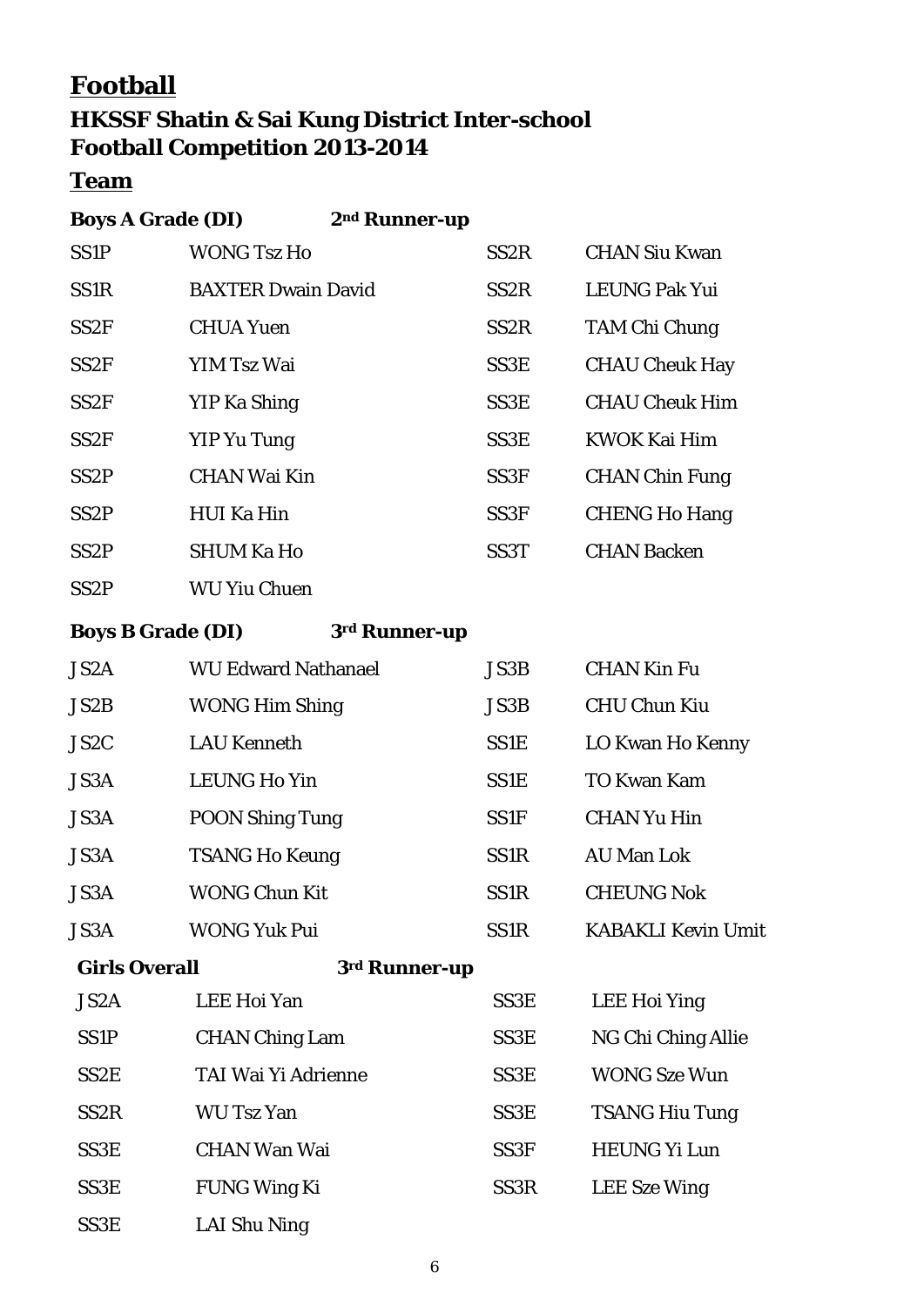# Football

## HKSSF Shatin & Sai Kung District Inter-school Football Competition 2013-2014

### Team

**Boys A Grade (DI)** **2nd Runner-up**

| | | | |
|---|---|---|---|
| SS1P | WONG Tsz Ho | SS2R | CHAN Siu Kwan |
| SS1R | BAXTER Dwain David | SS2R | LEUNG Pak Yui |
| SS2F | CHUA Yuen | SS2R | TAM Chi Chung |
| SS2F | YIM Tsz Wai | SS3E | CHAU Cheuk Hay |
| SS2F | YIP Ka Shing | SS3E | CHAU Cheuk Him |
| SS2F | YIP Yu Tung | SS3E | KWOK Kai Him |
| SS2P | CHAN Wai Kin | SS3F | CHAN Chin Fung |
| SS2P | HUI Ka Hin | SS3F | CHENG Ho Hang |
| SS2P | SHUM Ka Ho | SS3T | CHAN Backen |
| SS2P | WU Yiu Chuen | | |

**Boys B Grade (DI)** **3rd Runner-up**

| | | | |
|---|---|---|---|
| JS2A | WU Edward Nathanael | JS3B | CHAN Kin Fu |
| JS2B | WONG Him Shing | JS3B | CHU Chun Kiu |
| JS2C | LAU Kenneth | SS1E | LO Kwan Ho Kenny |
| JS3A | LEUNG Ho Yin | SS1E | TO Kwan Kam |
| JS3A | POON Shing Tung | SS1F | CHAN Yu Hin |
| JS3A | TSANG Ho Keung | SS1R | AU Man Lok |
| JS3A | WONG Chun Kit | SS1R | CHEUNG Nok |
| JS3A | WONG Yuk Pui | SS1R | KABAKLI Kevin Umit |

**Girls Overall** **3rd Runner-up**

| | | | |
|---|---|---|---|
| JS2A | LEE Hoi Yan | SS3E | LEE Hoi Ying |
| SS1P | CHAN Ching Lam | SS3E | NG Chi Ching Allie |
| SS2E | TAI Wai Yi Adrienne | SS3E | WONG Sze Wun |
| SS2R | WU Tsz Yan | SS3E | TSANG Hiu Tung |
| SS3E | CHAN Wan Wai | SS3F | HEUNG Yi Lun |
| SS3E | FUNG Wing Ki | SS3R | LEE Sze Wing |
| SS3E | LAI Shu Ning | | |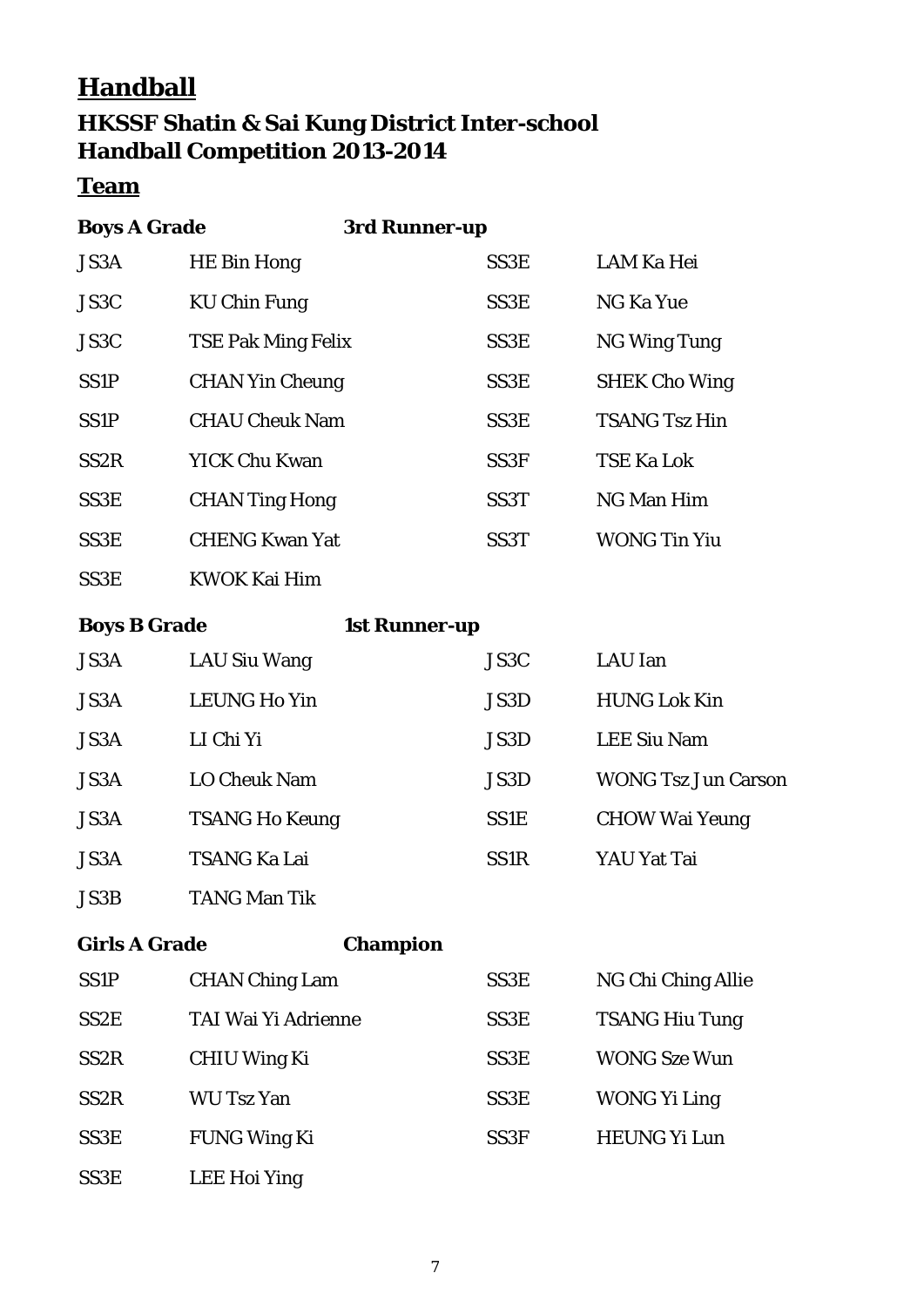# Handball

## HKSSF Shatin & Sai Kung District Inter-school Handball Competition 2013-2014

### Team

**Boys A Grade** **3rd Runner-up**

| | | | |
|---|---|---|---|
| JS3A | HE Bin Hong | SS3E | LAM Ka Hei |
| JS3C | KU Chin Fung | SS3E | NG Ka Yue |
| JS3C | TSE Pak Ming Felix | SS3E | NG Wing Tung |
| SS1P | CHAN Yin Cheung | SS3E | SHEK Cho Wing |
| SS1P | CHAU Cheuk Nam | SS3E | TSANG Tsz Hin |
| SS2R | YICK Chu Kwan | SS3F | TSE Ka Lok |
| SS3E | CHAN Ting Hong | SS3T | NG Man Him |
| SS3E | CHENG Kwan Yat | SS3T | WONG Tin Yiu |
| SS3E | KWOK Kai Him | | |

**Boys B Grade** **1st Runner-up**

| | | | |
|---|---|---|---|
| JS3A | LAU Siu Wang | JS3C | LAU Ian |
| JS3A | LEUNG Ho Yin | JS3D | HUNG Lok Kin |
| JS3A | LI Chi Yi | JS3D | LEE Siu Nam |
| JS3A | LO Cheuk Nam | JS3D | WONG Tsz Jun Carson |
| JS3A | TSANG Ho Keung | SS1E | CHOW Wai Yeung |
| JS3A | TSANG Ka Lai | SS1R | YAU Yat Tai |
| JS3B | TANG Man Tik | | |

**Girls A Grade** **Champion**

| | | | |
|---|---|---|---|
| SS1P | CHAN Ching Lam | SS3E | NG Chi Ching Allie |
| SS2E | TAI Wai Yi Adrienne | SS3E | TSANG Hiu Tung |
| SS2R | CHIU Wing Ki | SS3E | WONG Sze Wun |
| SS2R | WU Tsz Yan | SS3E | WONG Yi Ling |
| SS3E | FUNG Wing Ki | SS3F | HEUNG Yi Lun |
| SS3E | LEE Hoi Ying | | |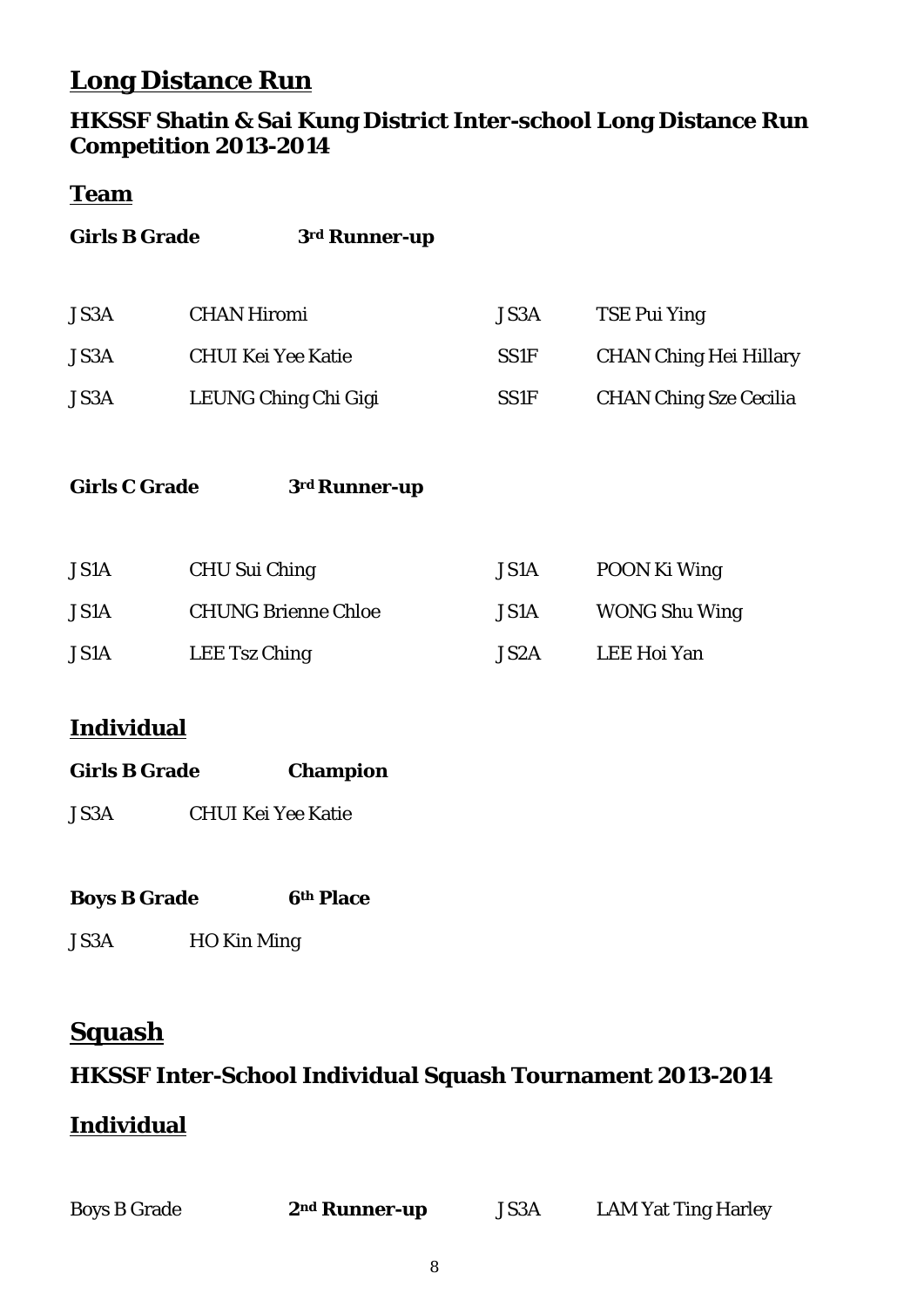# Long Distance Run

## HKSSF Shatin & Sai Kung District Inter-school Long Distance Run Competition 2013-2014

### Team

**Girls B Grade** **3rd Runner-up**

| | | | |
|---|---|---|---|
| JS3A | CHAN Hiromi | JS3A | TSE Pui Ying |
| JS3A | CHUI Kei Yee Katie | SS1F | CHAN Ching Hei Hillary |
| JS3A | LEUNG Ching Chi Gigi | SS1F | CHAN Ching Sze Cecilia |

**Girls C Grade** **3rd Runner-up**

| | | | |
|---|---|---|---|
| JS1A | CHU Sui Ching | JS1A | POON Ki Wing |
| JS1A | CHUNG Brienne Chloe | JS1A | WONG Shu Wing |
| JS1A | LEE Tsz Ching | JS2A | LEE Hoi Yan |

### Individual

**Girls B Grade** **Champion**

JS3A CHUI Kei Yee Katie

**Boys B Grade** **6th Place**

JS3A HO Kin Ming

# Squash

## HKSSF Inter-School Individual Squash Tournament 2013-2014

### Individual

Boys B Grade **2nd Runner-up** JS3A LAM Yat Ting Harley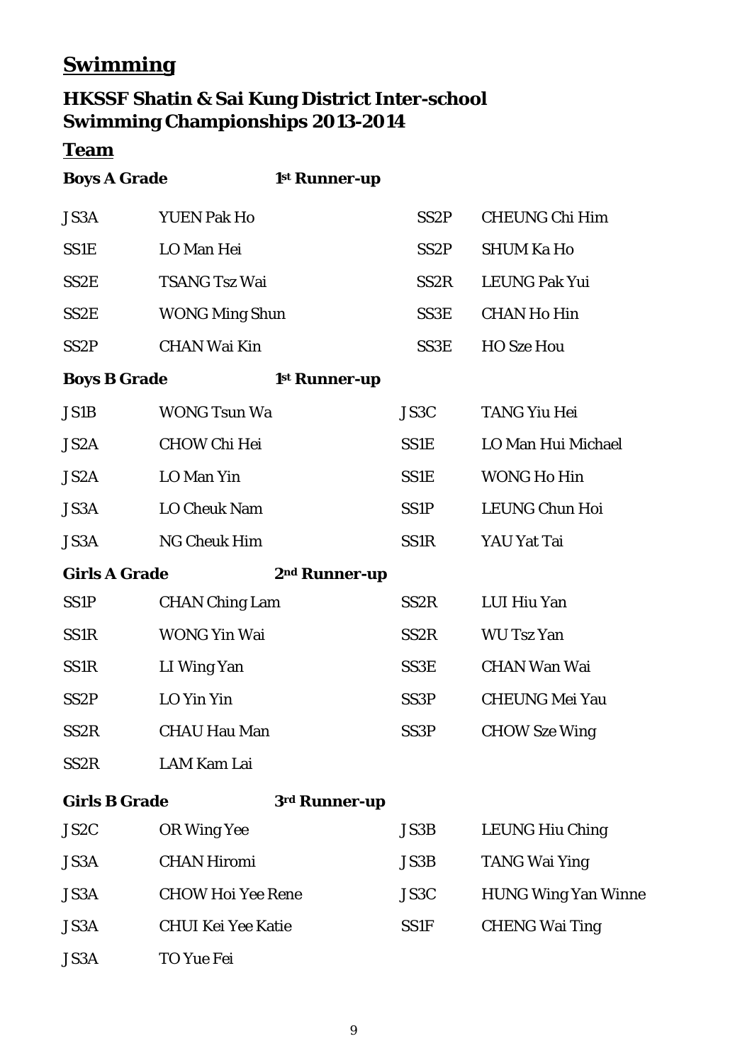# Swimming

## HKSSF Shatin & Sai Kung District Inter-school Swimming Championships 2013-2014

### Team

**Boys A Grade** **1st Runner-up**

| | | | |
|---|---|---|---|
| JS3A | YUEN Pak Ho | SS2P | CHEUNG Chi Him |
| SS1E | LO Man Hei | SS2P | SHUM Ka Ho |
| SS2E | TSANG Tsz Wai | SS2R | LEUNG Pak Yui |
| SS2E | WONG Ming Shun | SS3E | CHAN Ho Hin |
| SS2P | CHAN Wai Kin | SS3E | HO Sze Hou |

**Boys B Grade** **1st Runner-up**

| | | | |
|---|---|---|---|
| JS1B | WONG Tsun Wa | JS3C | TANG Yiu Hei |
| JS2A | CHOW Chi Hei | SS1E | LO Man Hui Michael |
| JS2A | LO Man Yin | SS1E | WONG Ho Hin |
| JS3A | LO Cheuk Nam | SS1P | LEUNG Chun Hoi |
| JS3A | NG Cheuk Him | SS1R | YAU Yat Tai |

**Girls A Grade** **2nd Runner-up**

| | | | |
|---|---|---|---|
| SS1P | CHAN Ching Lam | SS2R | LUI Hiu Yan |
| SS1R | WONG Yin Wai | SS2R | WU Tsz Yan |
| SS1R | LI Wing Yan | SS3E | CHAN Wan Wai |
| SS2P | LO Yin Yin | SS3P | CHEUNG Mei Yau |
| SS2R | CHAU Hau Man | SS3P | CHOW Sze Wing |
| SS2R | LAM Kam Lai | | |

**Girls B Grade** **3rd Runner-up**

| | | | |
|---|---|---|---|
| JS2C | OR Wing Yee | JS3B | LEUNG Hiu Ching |
| JS3A | CHAN Hiromi | JS3B | TANG Wai Ying |
| JS3A | CHOW Hoi Yee Rene | JS3C | HUNG Wing Yan Winne |
| JS3A | CHUI Kei Yee Katie | SS1F | CHENG Wai Ting |
| JS3A | TO Yue Fei | | |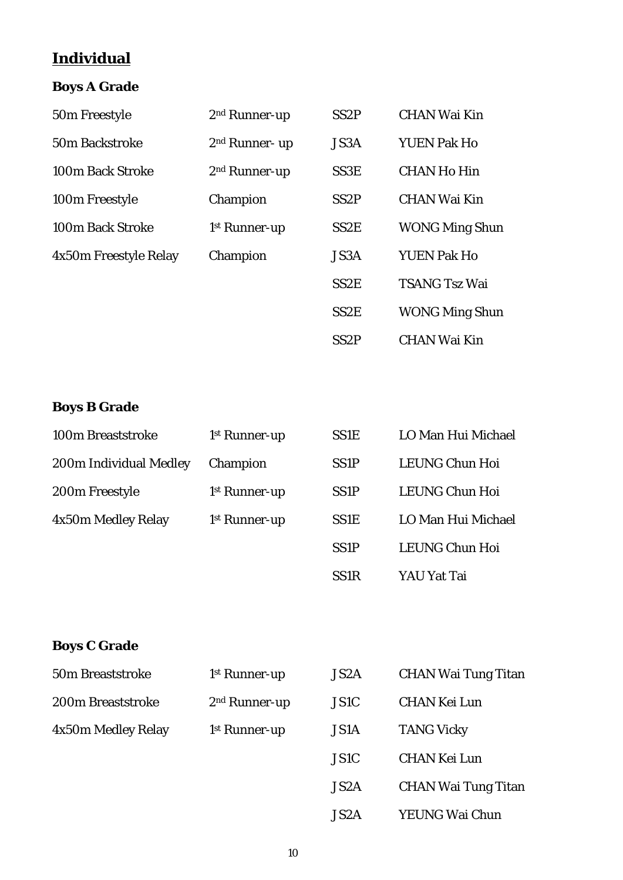## Individual

### Boys A Grade

| Event | Result | Class | Name |
| --- | --- | --- | --- |
| 50m Freestyle | 2nd Runner-up | SS2P | CHAN Wai Kin |
| 50m Backstroke | 2nd Runner- up | JS3A | YUEN Pak Ho |
| 100m Back Stroke | 2nd Runner-up | SS3E | CHAN Ho Hin |
| 100m Freestyle | Champion | SS2P | CHAN Wai Kin |
| 100m Back Stroke | 1st Runner-up | SS2E | WONG Ming Shun |
| 4x50m Freestyle Relay | Champion | JS3A | YUEN Pak Ho |
| | | SS2E | TSANG Tsz Wai |
| | | SS2E | WONG Ming Shun |
| | | SS2P | CHAN Wai Kin |

### Boys B Grade

| Event | Result | Class | Name |
| --- | --- | --- | --- |
| 100m Breaststroke | 1st Runner-up | SS1E | LO Man Hui Michael |
| 200m Individual Medley | Champion | SS1P | LEUNG Chun Hoi |
| 200m Freestyle | 1st Runner-up | SS1P | LEUNG Chun Hoi |
| 4x50m Medley Relay | 1st Runner-up | SS1E | LO Man Hui Michael |
| | | SS1P | LEUNG Chun Hoi |
| | | SS1R | YAU Yat Tai |

### Boys C Grade

| Event | Result | Class | Name |
| --- | --- | --- | --- |
| 50m Breaststroke | 1st Runner-up | JS2A | CHAN Wai Tung Titan |
| 200m Breaststroke | 2nd Runner-up | JS1C | CHAN Kei Lun |
| 4x50m Medley Relay | 1st Runner-up | JS1A | TANG Vicky |
| | | JS1C | CHAN Kei Lun |
| | | JS2A | CHAN Wai Tung Titan |
| | | JS2A | YEUNG Wai Chun |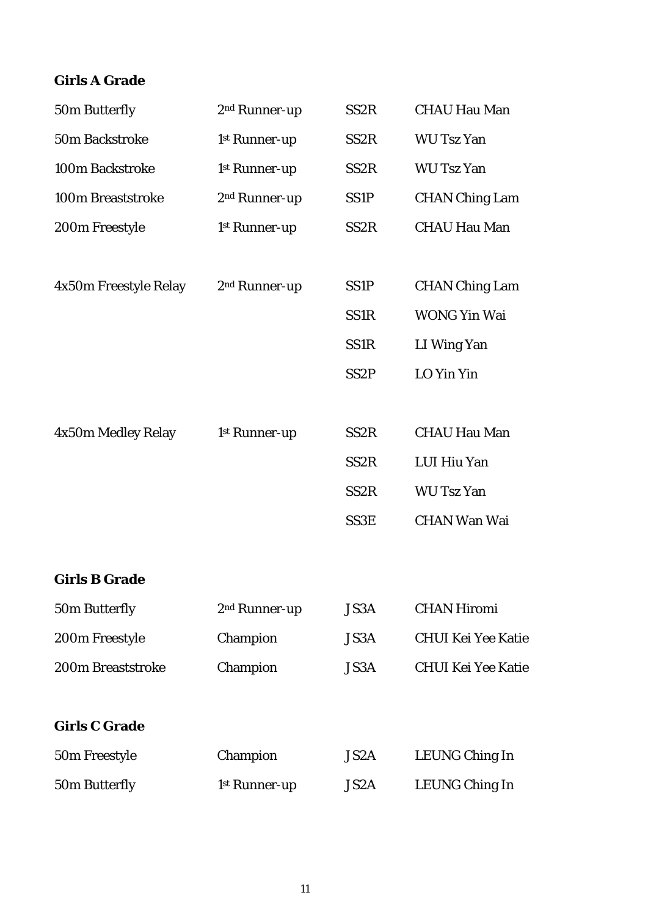**Girls A Grade**

| | | | |
|---|---|---|---|
| 50m Butterfly | 2nd Runner-up | SS2R | CHAU Hau Man |
| 50m Backstroke | 1st Runner-up | SS2R | WU Tsz Yan |
| 100m Backstroke | 1st Runner-up | SS2R | WU Tsz Yan |
| 100m Breaststroke | 2nd Runner-up | SS1P | CHAN Ching Lam |
| 200m Freestyle | 1st Runner-up | SS2R | CHAU Hau Man |
| 4x50m Freestyle Relay | 2nd Runner-up | SS1P | CHAN Ching Lam |
| | | SS1R | WONG Yin Wai |
| | | SS1R | LI Wing Yan |
| | | SS2P | LO Yin Yin |
| 4x50m Medley Relay | 1st Runner-up | SS2R | CHAU Hau Man |
| | | SS2R | LUI Hiu Yan |
| | | SS2R | WU Tsz Yan |
| | | SS3E | CHAN Wan Wai |

**Girls B Grade**

| | | | |
|---|---|---|---|
| 50m Butterfly | 2nd Runner-up | JS3A | CHAN Hiromi |
| 200m Freestyle | Champion | JS3A | CHUI Kei Yee Katie |
| 200m Breaststroke | Champion | JS3A | CHUI Kei Yee Katie |

**Girls C Grade**

| | | | |
|---|---|---|---|
| 50m Freestyle | Champion | JS2A | LEUNG Ching In |
| 50m Butterfly | 1st Runner-up | JS2A | LEUNG Ching In |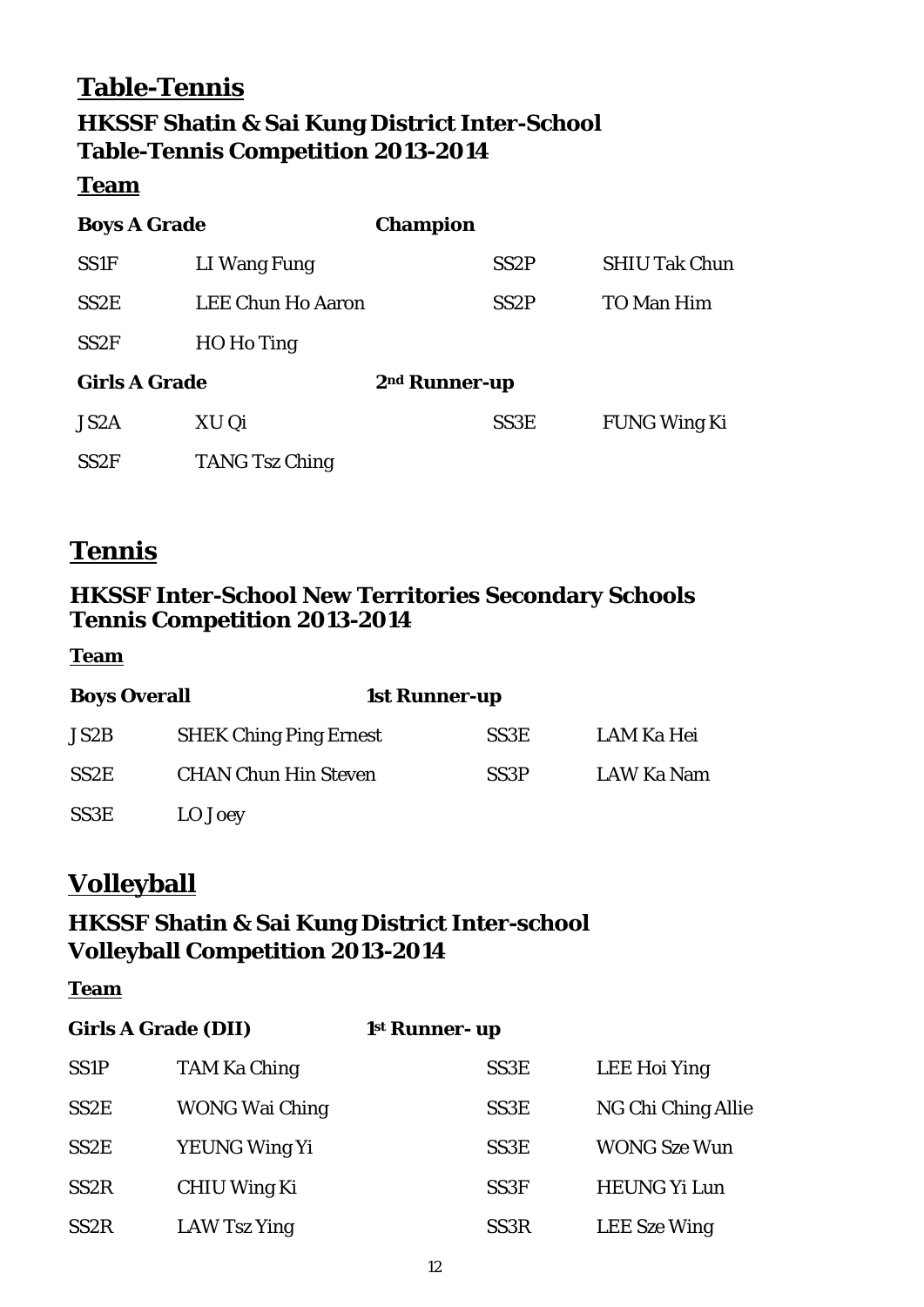# Table-Tennis

## HKSSF Shatin & Sai Kung District Inter-School Table-Tennis Competition 2013-2014

### Team

| **Boys A Grade** | | **Champion** | |
|---|---|---|---|
| SS1F | LI Wang Fung | SS2P | SHIU Tak Chun |
| SS2E | LEE Chun Ho Aaron | SS2P | TO Man Him |
| SS2F | HO Ho Ting | | |

| **Girls A Grade** | | **2nd Runner-up** | |
|---|---|---|---|
| JS2A | XU Qi | SS3E | FUNG Wing Ki |
| SS2F | TANG Tsz Ching | | |

# Tennis

## HKSSF Inter-School New Territories Secondary Schools Tennis Competition 2013-2014

### Team

| **Boys Overall** | | **1st Runner-up** | |
|---|---|---|---|
| JS2B | SHEK Ching Ping Ernest | SS3E | LAM Ka Hei |
| SS2E | CHAN Chun Hin Steven | SS3P | LAW Ka Nam |
| SS3E | LO Joey | | |

# Volleyball

## HKSSF Shatin & Sai Kung District Inter-school Volleyball Competition 2013-2014

### Team

| **Girls A Grade (DII)** | | **1st Runner- up** | |
|---|---|---|---|
| SS1P | TAM Ka Ching | SS3E | LEE Hoi Ying |
| SS2E | WONG Wai Ching | SS3E | NG Chi Ching Allie |
| SS2E | YEUNG Wing Yi | SS3E | WONG Sze Wun |
| SS2R | CHIU Wing Ki | SS3F | HEUNG Yi Lun |
| SS2R | LAW Tsz Ying | SS3R | LEE Sze Wing |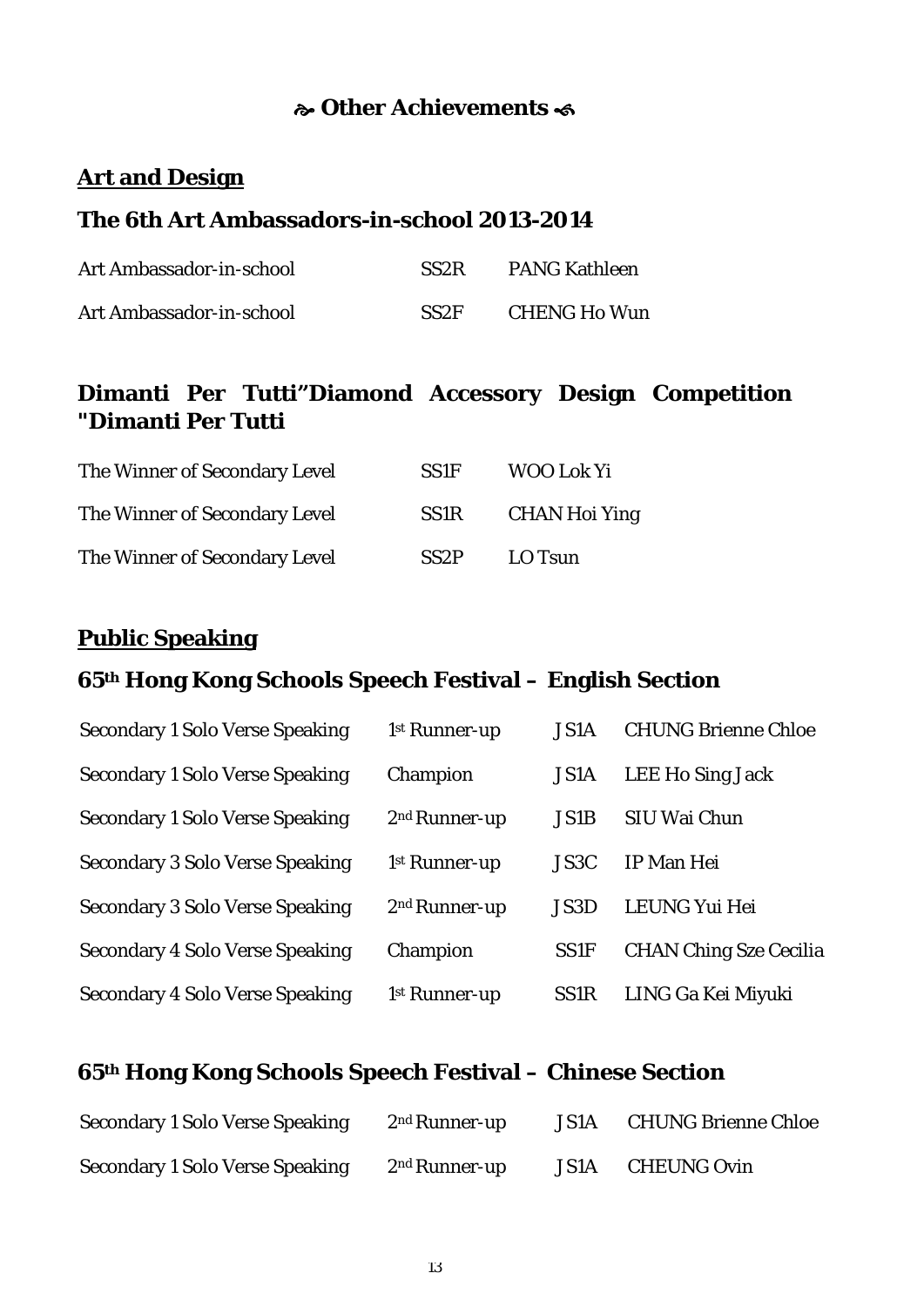# ❧ Other Achievements ☙

## Art and Design

### The 6th Art Ambassadors-in-school 2013-2014

| | | |
|---|---|---|
| Art Ambassador-in-school | SS2R | PANG Kathleen |
| Art Ambassador-in-school | SS2F | CHENG Ho Wun |

### Dimanti Per Tutti"Diamond Accessory Design Competition "Dimanti Per Tutti

| | | |
|---|---|---|
| The Winner of Secondary Level | SS1F | WOO Lok Yi |
| The Winner of Secondary Level | SS1R | CHAN Hoi Ying |
| The Winner of Secondary Level | SS2P | LO Tsun |

## Public Speaking

### 65th Hong Kong Schools Speech Festival – English Section

| | | | |
|---|---|---|---|
| Secondary 1 Solo Verse Speaking | 1st Runner-up | JS1A | CHUNG Brienne Chloe |
| Secondary 1 Solo Verse Speaking | Champion | JS1A | LEE Ho Sing Jack |
| Secondary 1 Solo Verse Speaking | 2nd Runner-up | JS1B | SIU Wai Chun |
| Secondary 3 Solo Verse Speaking | 1st Runner-up | JS3C | IP Man Hei |
| Secondary 3 Solo Verse Speaking | 2nd Runner-up | JS3D | LEUNG Yui Hei |
| Secondary 4 Solo Verse Speaking | Champion | SS1F | CHAN Ching Sze Cecilia |
| Secondary 4 Solo Verse Speaking | 1st Runner-up | SS1R | LING Ga Kei Miyuki |

### 65th Hong Kong Schools Speech Festival – Chinese Section

| | | | |
|---|---|---|---|
| Secondary 1 Solo Verse Speaking | 2nd Runner-up | JS1A | CHUNG Brienne Chloe |
| Secondary 1 Solo Verse Speaking | 2nd Runner-up | JS1A | CHEUNG Ovin |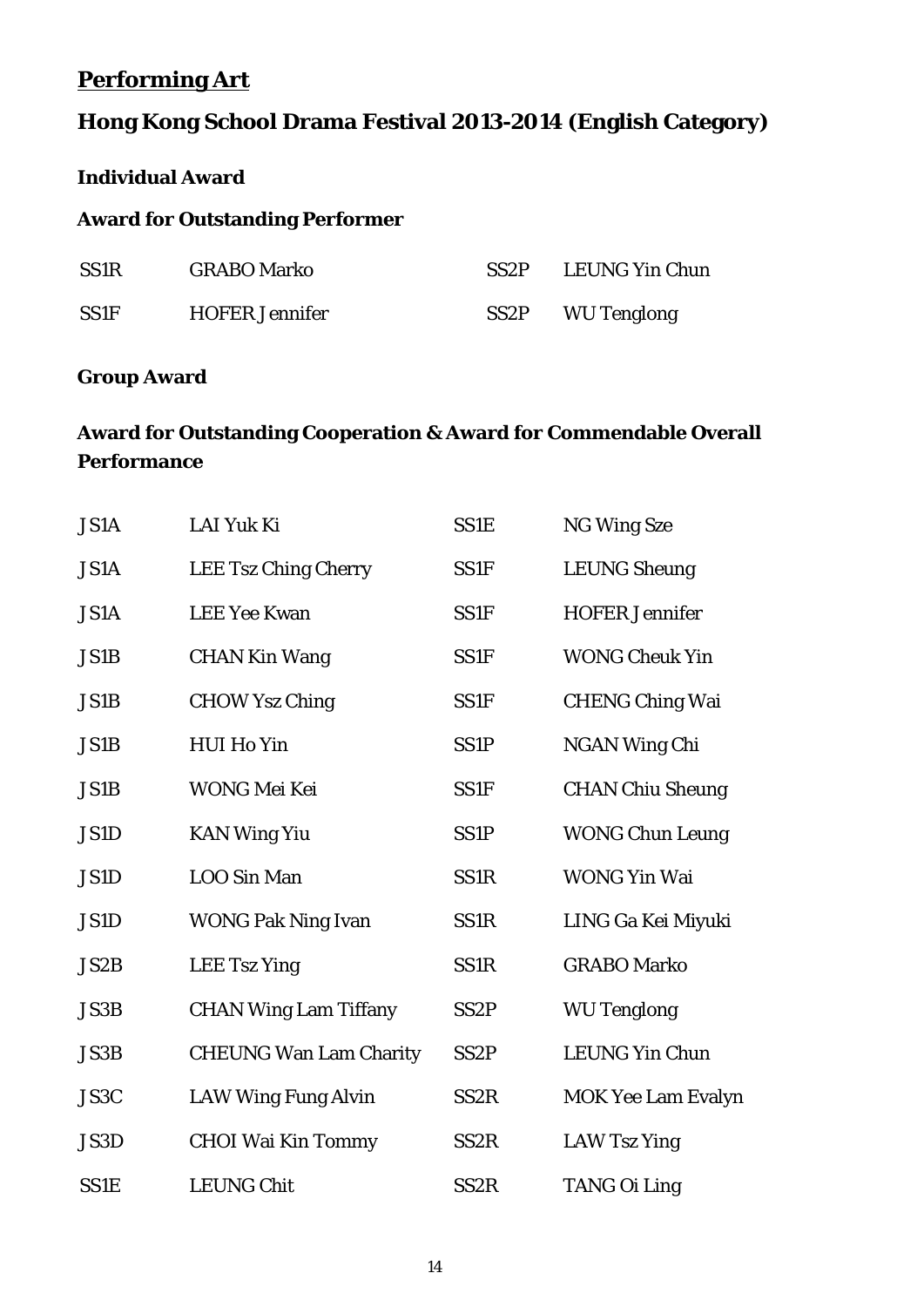## **Performing Art**

### Hong Kong School Drama Festival 2013-2014 (English Category)

**Individual Award**

**Award for Outstanding Performer**

| | | | |
|---|---|---|---|
| SS1R | GRABO Marko | SS2P | LEUNG Yin Chun |
| SS1F | HOFER Jennifer | SS2P | WU Tenglong |

**Group Award**

**Award for Outstanding Cooperation & Award for Commendable Overall Performance**

| | | | |
|---|---|---|---|
| JS1A | LAI Yuk Ki | SS1E | NG Wing Sze |
| JS1A | LEE Tsz Ching Cherry | SS1F | LEUNG Sheung |
| JS1A | LEE Yee Kwan | SS1F | HOFER Jennifer |
| JS1B | CHAN Kin Wang | SS1F | WONG Cheuk Yin |
| JS1B | CHOW Ysz Ching | SS1F | CHENG Ching Wai |
| JS1B | HUI Ho Yin | SS1P | NGAN Wing Chi |
| JS1B | WONG Mei Kei | SS1F | CHAN Chiu Sheung |
| JS1D | KAN Wing Yiu | SS1P | WONG Chun Leung |
| JS1D | LOO Sin Man | SS1R | WONG Yin Wai |
| JS1D | WONG Pak Ning Ivan | SS1R | LING Ga Kei Miyuki |
| JS2B | LEE Tsz Ying | SS1R | GRABO Marko |
| JS3B | CHAN Wing Lam Tiffany | SS2P | WU Tenglong |
| JS3B | CHEUNG Wan Lam Charity | SS2P | LEUNG Yin Chun |
| JS3C | LAW Wing Fung Alvin | SS2R | MOK Yee Lam Evalyn |
| JS3D | CHOI Wai Kin Tommy | SS2R | LAW Tsz Ying |
| SS1E | LEUNG Chit | SS2R | TANG Oi Ling |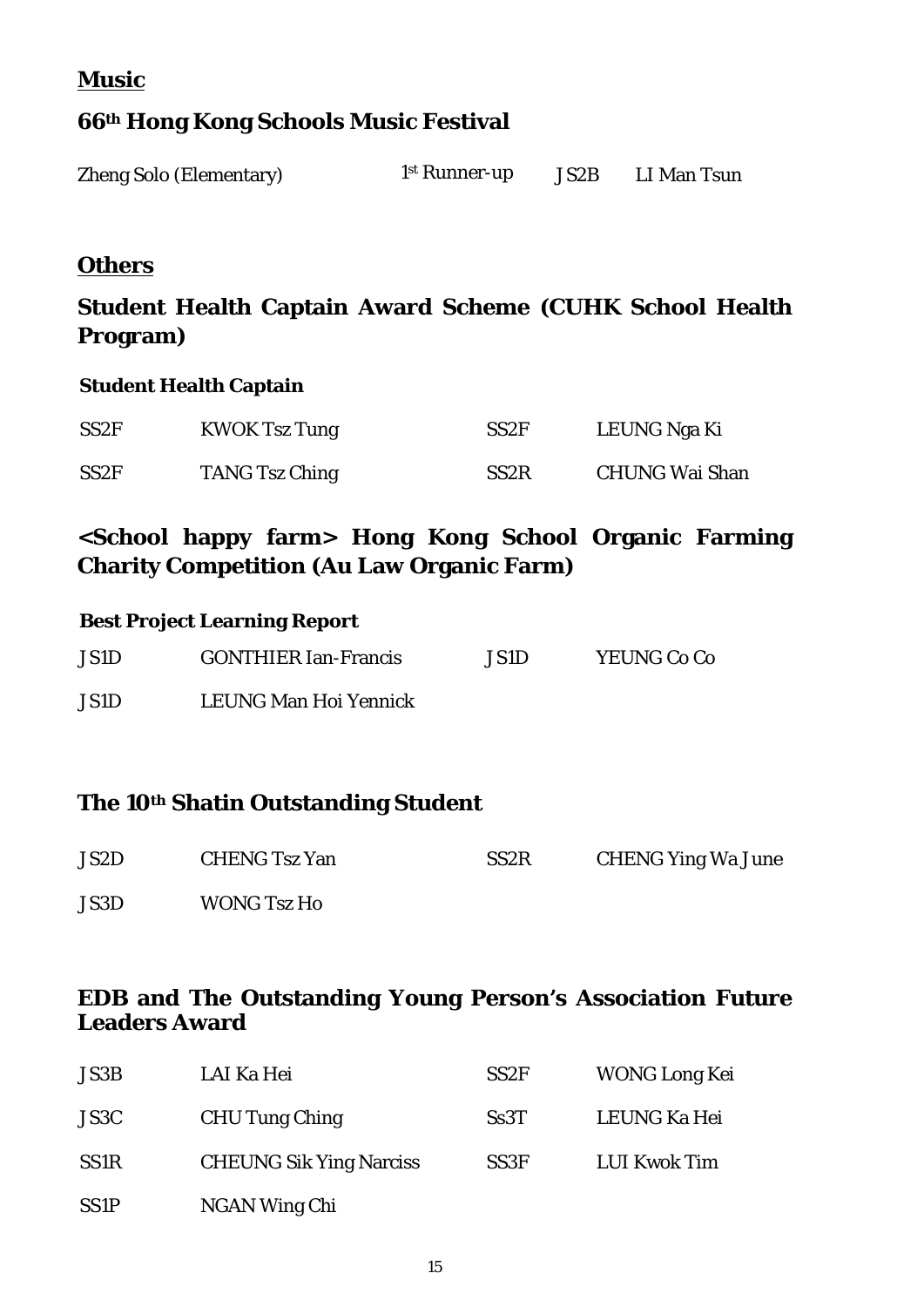## **Music**

### 66th Hong Kong Schools Music Festival

| Zheng Solo (Elementary) | 1st Runner-up | JS2B | LI Man Tsun |
|---|---|---|---|

## **Others**

### Student Health Captain Award Scheme (CUHK School Health Program)

**Student Health Captain**

| SS2F | KWOK Tsz Tung | SS2F | LEUNG Nga Ki |
|---|---|---|---|
| SS2F | TANG Tsz Ching | SS2R | CHUNG Wai Shan |

### <School happy farm> Hong Kong School Organic Farming Charity Competition (Au Law Organic Farm)

**Best Project Learning Report**

| JS1D | GONTHIER Ian-Francis | JS1D | YEUNG Co Co |
|---|---|---|---|
| JS1D | LEUNG Man Hoi Yennick | | |

### The 10th Shatin Outstanding Student

| JS2D | CHENG Tsz Yan | SS2R | CHENG Ying Wa June |
|---|---|---|---|
| JS3D | WONG Tsz Ho | | |

### EDB and The Outstanding Young Person's Association Future Leaders Award

| JS3B | LAI Ka Hei | SS2F | WONG Long Kei |
|---|---|---|---|
| JS3C | CHU Tung Ching | Ss3T | LEUNG Ka Hei |
| SS1R | CHEUNG Sik Ying Narciss | SS3F | LUI Kwok Tim |
| SS1P | NGAN Wing Chi | | |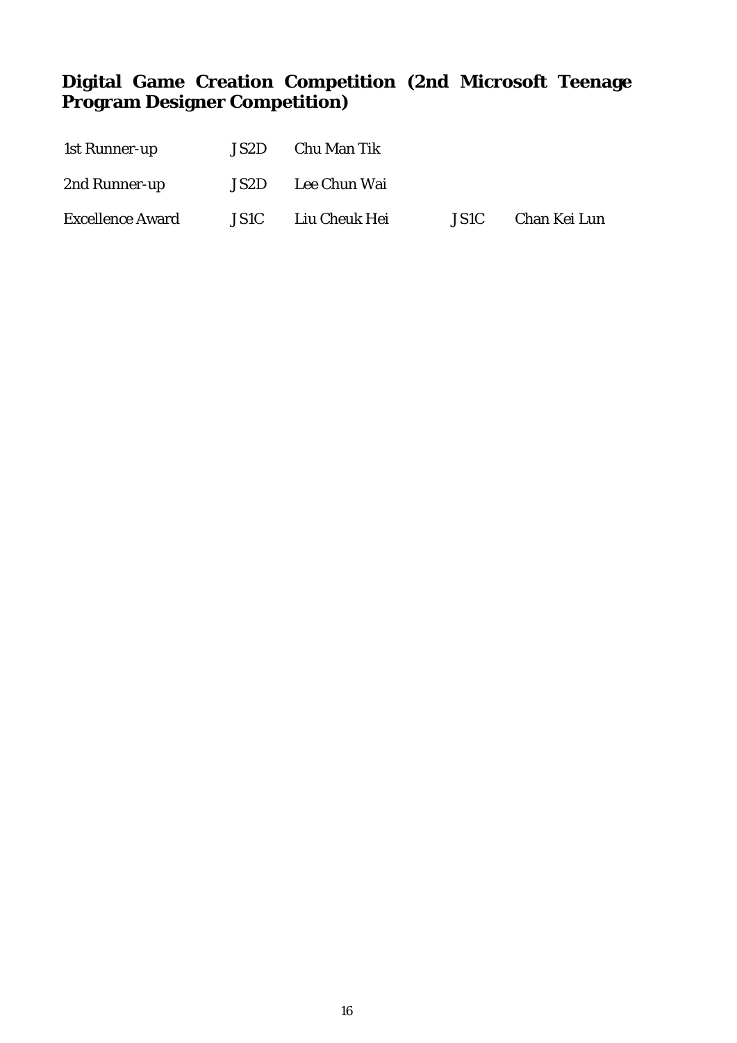## Digital Game Creation Competition (2nd Microsoft Teenage Program Designer Competition)

| | | | | |
|---|---|---|---|---|
| 1st Runner-up | JS2D | Chu Man Tik | | |
| 2nd Runner-up | JS2D | Lee Chun Wai | | |
| Excellence Award | JS1C | Liu Cheuk Hei | JS1C | Chan Kei Lun |